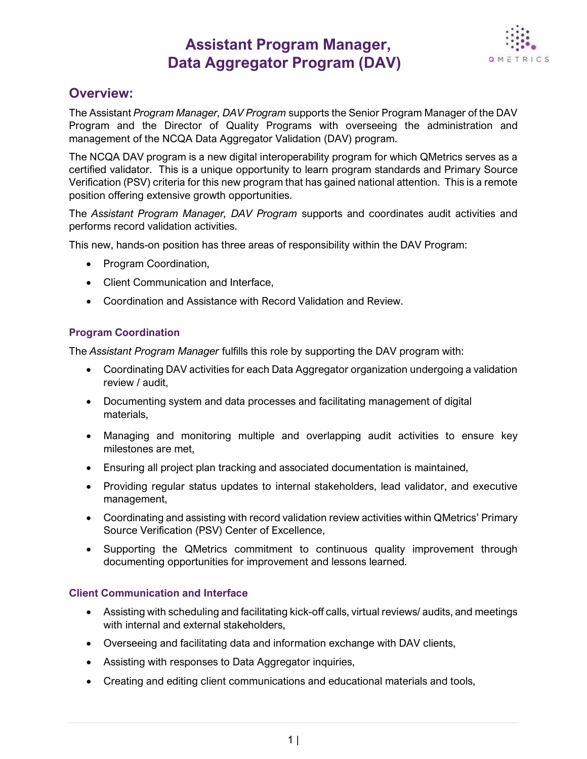# Assistant Program Manager, Data Aggregator Program (DAV)

## Overview:

The Assistant *Program Manager, DAV Program* supports the Senior Program Manager of the DAV Program and the Director of Quality Programs with overseeing the administration and management of the NCQA Data Aggregator Validation (DAV) program.

The NCQA DAV program is a new digital interoperability program for which QMetrics serves as a certified validator. This is a unique opportunity to learn program standards and Primary Source Verification (PSV) criteria for this new program that has gained national attention. This is a remote position offering extensive growth opportunities.

The *Assistant Program Manager, DAV Program* supports and coordinates audit activities and performs record validation activities.

This new, hands-on position has three areas of responsibility within the DAV Program:

- Program Coordination,
- Client Communication and Interface,
- Coordination and Assistance with Record Validation and Review.

### Program Coordination

The *Assistant Program Manager* fulfills this role by supporting the DAV program with:

- Coordinating DAV activities for each Data Aggregator organization undergoing a validation review / audit,
- Documenting system and data processes and facilitating management of digital materials,
- Managing and monitoring multiple and overlapping audit activities to ensure key milestones are met,
- Ensuring all project plan tracking and associated documentation is maintained,
- Providing regular status updates to internal stakeholders, lead validator, and executive management,
- Coordinating and assisting with record validation review activities within QMetrics' Primary Source Verification (PSV) Center of Excellence,
- Supporting the QMetrics commitment to continuous quality improvement through documenting opportunities for improvement and lessons learned.

### Client Communication and Interface

- Assisting with scheduling and facilitating kick-off calls, virtual reviews/ audits, and meetings with internal and external stakeholders,
- Overseeing and facilitating data and information exchange with DAV clients,
- Assisting with responses to Data Aggregator inquiries,
- Creating and editing client communications and educational materials and tools,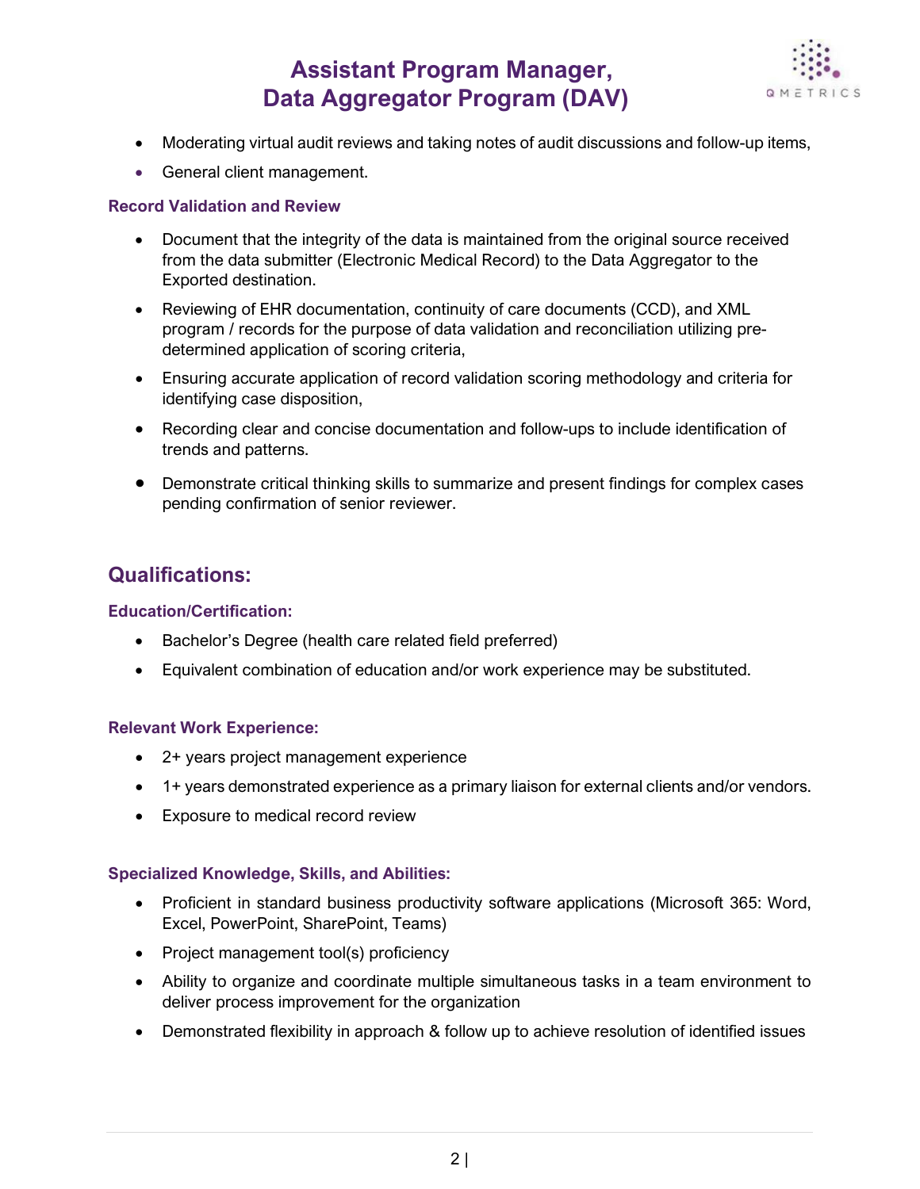- Moderating virtual audit reviews and taking notes of audit discussions and follow-up items,
- General client management.

### Record Validation and Review

- Document that the integrity of the data is maintained from the original source received from the data submitter (Electronic Medical Record) to the Data Aggregator to the Exported destination.
- Reviewing of EHR documentation, continuity of care documents (CCD), and XML program / records for the purpose of data validation and reconciliation utilizing pre-determined application of scoring criteria,
- Ensuring accurate application of record validation scoring methodology and criteria for identifying case disposition,
- Recording clear and concise documentation and follow-ups to include identification of trends and patterns.
- Demonstrate critical thinking skills to summarize and present findings for complex cases pending confirmation of senior reviewer.

## Qualifications:

### Education/Certification:

- Bachelor's Degree (health care related field preferred)
- Equivalent combination of education and/or work experience may be substituted.

### Relevant Work Experience:

- 2+ years project management experience
- 1+ years demonstrated experience as a primary liaison for external clients and/or vendors.
- Exposure to medical record review

### Specialized Knowledge, Skills, and Abilities:

- Proficient in standard business productivity software applications (Microsoft 365: Word, Excel, PowerPoint, SharePoint, Teams)
- Project management tool(s) proficiency
- Ability to organize and coordinate multiple simultaneous tasks in a team environment to deliver process improvement for the organization
- Demonstrated flexibility in approach & follow up to achieve resolution of identified issues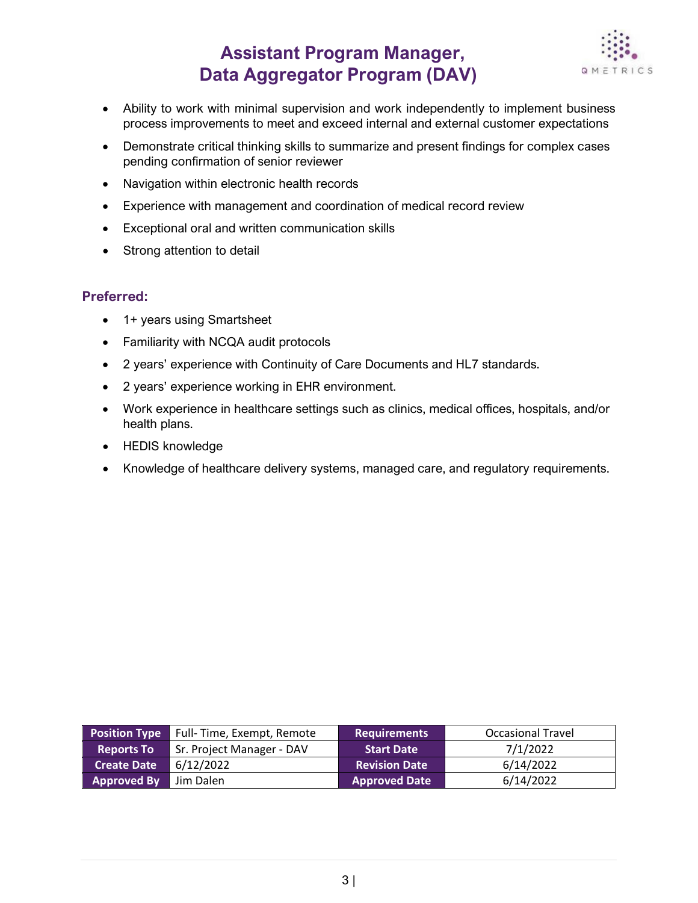- Ability to work with minimal supervision and work independently to implement business process improvements to meet and exceed internal and external customer expectations
- Demonstrate critical thinking skills to summarize and present findings for complex cases pending confirmation of senior reviewer
- Navigation within electronic health records
- Experience with management and coordination of medical record review
- Exceptional oral and written communication skills
- Strong attention to detail

## Preferred:

- 1+ years using Smartsheet
- Familiarity with NCQA audit protocols
- 2 years' experience with Continuity of Care Documents and HL7 standards.
- 2 years' experience working in EHR environment.
- Work experience in healthcare settings such as clinics, medical offices, hospitals, and/or health plans.
- HEDIS knowledge
- Knowledge of healthcare delivery systems, managed care, and regulatory requirements.

| | | | |
|---|---|---|---|
| **Position Type** | Full- Time, Exempt, Remote | **Requirements** | Occasional Travel |
| **Reports To** | Sr. Project Manager - DAV | **Start Date** | 7/1/2022 |
| **Create Date** | 6/12/2022 | **Revision Date** | 6/14/2022 |
| **Approved By** | Jim Dalen | **Approved Date** | 6/14/2022 |